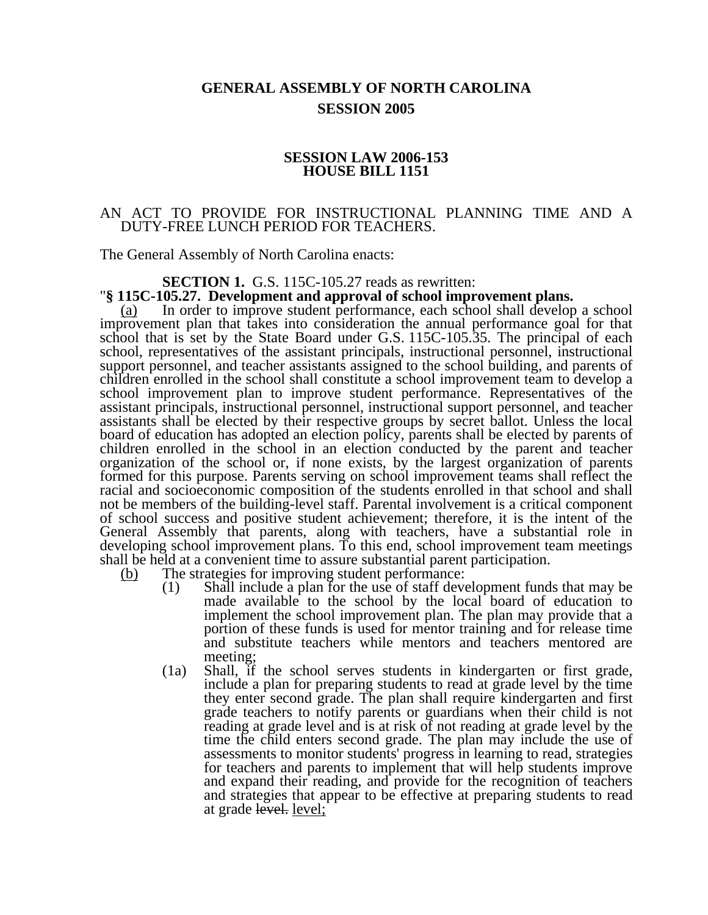# GENERAL ASSEMBLY OF NORTH CAROLINA
## SESSION 2005

### SESSION LAW 2006-153
### HOUSE BILL 1151

AN ACT TO PROVIDE FOR INSTRUCTIONAL PLANNING TIME AND A DUTY-FREE LUNCH PERIOD FOR TEACHERS.

The General Assembly of North Carolina enacts:

**SECTION 1.** G.S. 115C-105.27 reads as rewritten:

"**§ 115C-105.27. Development and approval of school improvement plans.**

(a) In order to improve student performance, each school shall develop a school improvement plan that takes into consideration the annual performance goal for that school that is set by the State Board under G.S. 115C-105.35. The principal of each school, representatives of the assistant principals, instructional personnel, instructional support personnel, and teacher assistants assigned to the school building, and parents of children enrolled in the school shall constitute a school improvement team to develop a school improvement plan to improve student performance. Representatives of the assistant principals, instructional personnel, instructional support personnel, and teacher assistants shall be elected by their respective groups by secret ballot. Unless the local board of education has adopted an election policy, parents shall be elected by parents of children enrolled in the school in an election conducted by the parent and teacher organization of the school or, if none exists, by the largest organization of parents formed for this purpose. Parents serving on school improvement teams shall reflect the racial and socioeconomic composition of the students enrolled in that school and shall not be members of the building-level staff. Parental involvement is a critical component of school success and positive student achievement; therefore, it is the intent of the General Assembly that parents, along with teachers, have a substantial role in developing school improvement plans. To this end, school improvement team meetings shall be held at a convenient time to assure substantial parent participation.

(b) The strategies for improving student performance:

(1) Shall include a plan for the use of staff development funds that may be made available to the school by the local board of education to implement the school improvement plan. The plan may provide that a portion of these funds is used for mentor training and for release time and substitute teachers while mentors and teachers mentored are meeting;

(1a) Shall, if the school serves students in kindergarten or first grade, include a plan for preparing students to read at grade level by the time they enter second grade. The plan shall require kindergarten and first grade teachers to notify parents or guardians when their child is not reading at grade level and is at risk of not reading at grade level by the time the child enters second grade. The plan may include the use of assessments to monitor students' progress in learning to read, strategies for teachers and parents to implement that will help students improve and expand their reading, and provide for the recognition of teachers and strategies that appear to be effective at preparing students to read at grade ~~level.~~ level;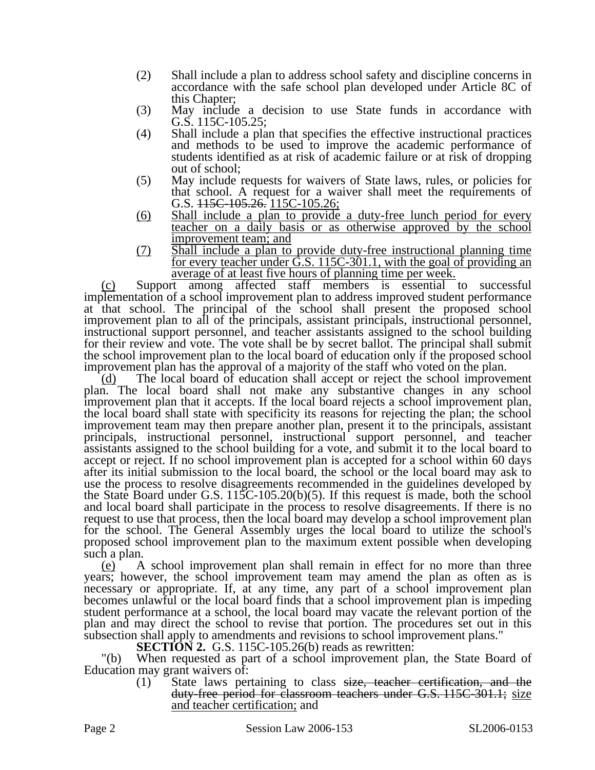(2) Shall include a plan to address school safety and discipline concerns in accordance with the safe school plan developed under Article 8C of this Chapter;

(3) May include a decision to use State funds in accordance with G.S. 115C-105.25;

(4) Shall include a plan that specifies the effective instructional practices and methods to be used to improve the academic performance of students identified as at risk of academic failure or at risk of dropping out of school;

(5) May include requests for waivers of State laws, rules, or policies for that school. A request for a waiver shall meet the requirements of G.S. ~~115C-105.26.~~ <u>115C-105.26;</u>

<u>(6) Shall include a plan to provide a duty-free lunch period for every teacher on a daily basis or as otherwise approved by the school improvement team; and</u>

<u>(7) Shall include a plan to provide duty-free instructional planning time for every teacher under G.S. 115C-301.1, with the goal of providing an average of at least five hours of planning time per week.</u>

<u>(c)</u> Support among affected staff members is essential to successful implementation of a school improvement plan to address improved student performance at that school. The principal of the school shall present the proposed school improvement plan to all of the principals, assistant principals, instructional personnel, instructional support personnel, and teacher assistants assigned to the school building for their review and vote. The vote shall be by secret ballot. The principal shall submit the school improvement plan to the local board of education only if the proposed school improvement plan has the approval of a majority of the staff who voted on the plan.

<u>(d)</u> The local board of education shall accept or reject the school improvement plan. The local board shall not make any substantive changes in any school improvement plan that it accepts. If the local board rejects a school improvement plan, the local board shall state with specificity its reasons for rejecting the plan; the school improvement team may then prepare another plan, present it to the principals, assistant principals, instructional personnel, instructional support personnel, and teacher assistants assigned to the school building for a vote, and submit it to the local board to accept or reject. If no school improvement plan is accepted for a school within 60 days after its initial submission to the local board, the school or the local board may ask to use the process to resolve disagreements recommended in the guidelines developed by the State Board under G.S. 115C-105.20(b)(5). If this request is made, both the school and local board shall participate in the process to resolve disagreements. If there is no request to use that process, then the local board may develop a school improvement plan for the school. The General Assembly urges the local board to utilize the school's proposed school improvement plan to the maximum extent possible when developing such a plan.

<u>(e)</u> A school improvement plan shall remain in effect for no more than three years; however, the school improvement team may amend the plan as often as is necessary or appropriate. If, at any time, any part of a school improvement plan becomes unlawful or the local board finds that a school improvement plan is impeding student performance at a school, the local board may vacate the relevant portion of the plan and may direct the school to revise that portion. The procedures set out in this subsection shall apply to amendments and revisions to school improvement plans."

**SECTION 2.** G.S. 115C-105.26(b) reads as rewritten:

"(b) When requested as part of a school improvement plan, the State Board of Education may grant waivers of:

(1) State laws pertaining to class ~~size, teacher certification, and the duty-free period for classroom teachers under G.S. 115C-301.1;~~ <u>size and teacher certification;</u> and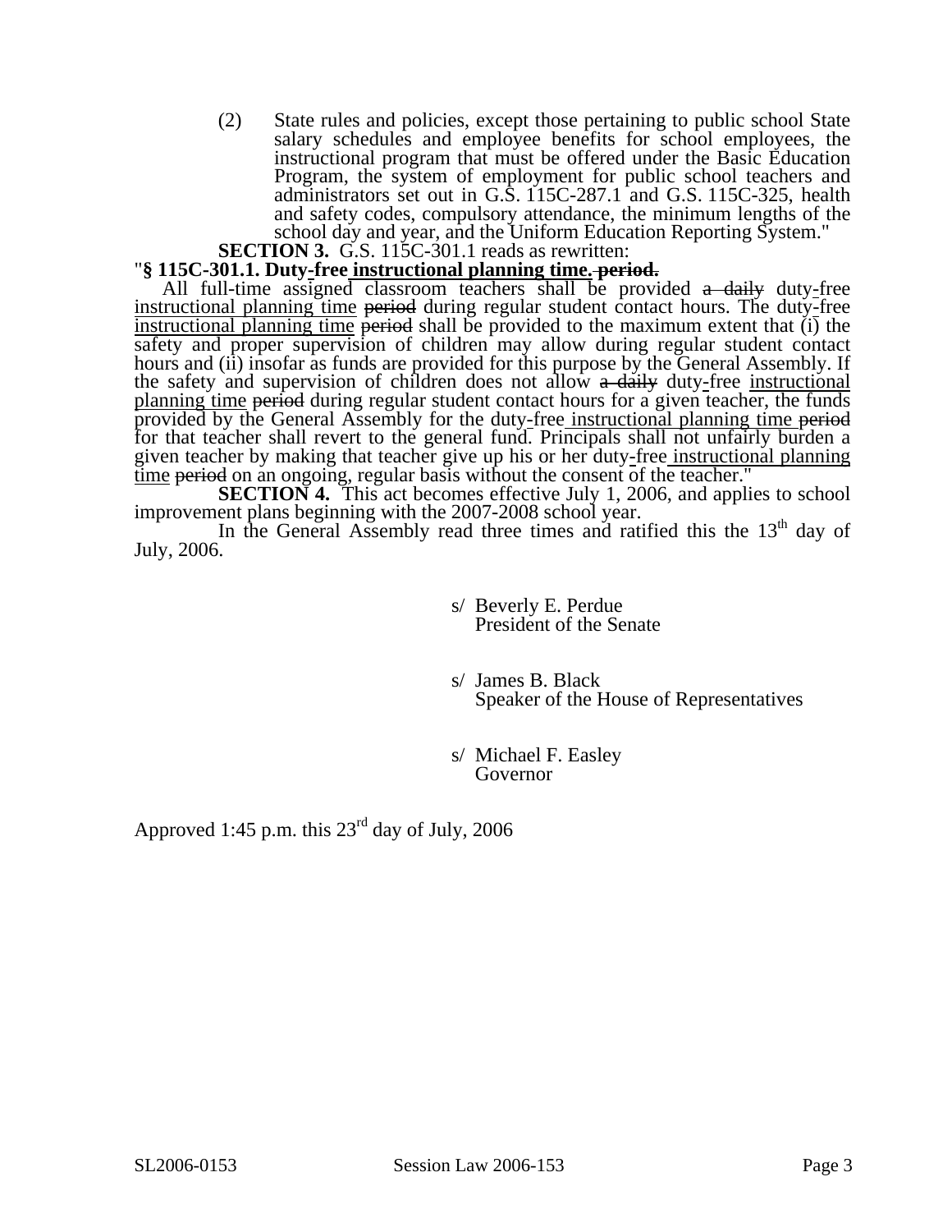(2) State rules and policies, except those pertaining to public school State salary schedules and employee benefits for school employees, the instructional program that must be offered under the Basic Education Program, the system of employment for public school teachers and administrators set out in G.S. 115C-287.1 and G.S. 115C-325, health and safety codes, compulsory attendance, the minimum lengths of the school day and year, and the Uniform Education Reporting System."

**SECTION 3.** G.S. 115C-301.1 reads as rewritten:

"**§ 115C-301.1. Duty-free <u>instructional planning time.</u> ~~period.~~**

All full-time assigned classroom teachers shall be provided ~~a daily~~ duty-free <u>instructional planning time</u> ~~period~~ during regular student contact hours. The duty-free <u>instructional planning time</u> ~~period~~ shall be provided to the maximum extent that (i) the safety and proper supervision of children may allow during regular student contact hours and (ii) insofar as funds are provided for this purpose by the General Assembly. If the safety and supervision of children does not allow ~~a daily~~ duty-free <u>instructional planning time</u> ~~period~~ during regular student contact hours for a given teacher, the funds provided by the General Assembly for the duty-free <u>instructional planning time</u> ~~period~~ for that teacher shall revert to the general fund. Principals shall not unfairly burden a given teacher by making that teacher give up his or her duty-free <u>instructional planning time</u> ~~period~~ on an ongoing, regular basis without the consent of the teacher."

**SECTION 4.** This act becomes effective July 1, 2006, and applies to school improvement plans beginning with the 2007-2008 school year.

In the General Assembly read three times and ratified this the 13th day of July, 2006.

s/ Beverly E. Perdue
President of the Senate

s/ James B. Black
Speaker of the House of Representatives

s/ Michael F. Easley
Governor

Approved 1:45 p.m. this 23rd day of July, 2006